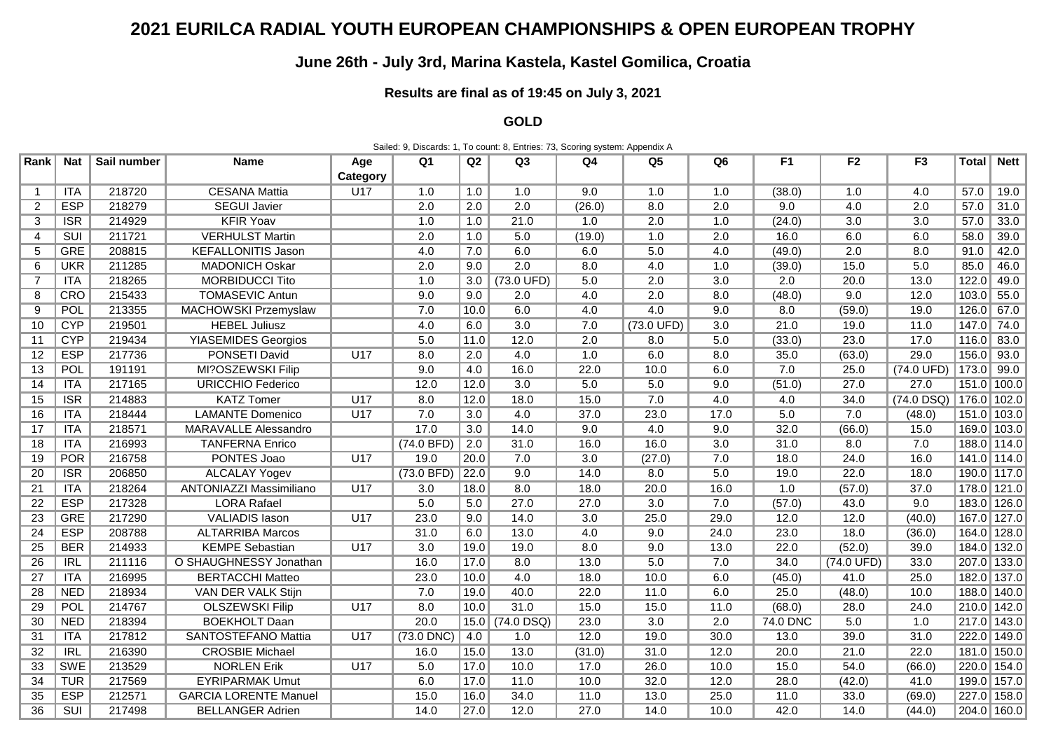# 2021 EURILCA RADIAL YOUTH EUROPEAN CHAMPIONSHIPS & OPEN EUROPEAN TROPHY

## June 26th - July 3rd, Marina Kastela, Kastel Gomilica, Croatia

### Results are final as of 19:45 on July 3, 2021

### GOLD

Sailed: 9, Discards: 1, To count: 8, Entries: 73, Scoring system: Appendix A

| Rank | Nat | Sail number | Name | Age Category | Q1 | Q2 | Q3 | Q4 | Q5 | Q6 | F1 | F2 | F3 | Total | Nett |
|---|---|---|---|---|---|---|---|---|---|---|---|---|---|---|---|
| 1 | ITA | 218720 | CESANA Mattia | U17 | 1.0 | 1.0 | 1.0 | 9.0 | 1.0 | 1.0 | (38.0) | 1.0 | 4.0 | 57.0 | 19.0 |
| 2 | ESP | 218279 | SEGUI Javier | | 2.0 | 2.0 | 2.0 | (26.0) | 8.0 | 2.0 | 9.0 | 4.0 | 2.0 | 57.0 | 31.0 |
| 3 | ISR | 214929 | KFIR Yoav | | 1.0 | 1.0 | 21.0 | 1.0 | 2.0 | 1.0 | (24.0) | 3.0 | 3.0 | 57.0 | 33.0 |
| 4 | SUI | 211721 | VERHULST Martin | | 2.0 | 1.0 | 5.0 | (19.0) | 1.0 | 2.0 | 16.0 | 6.0 | 6.0 | 58.0 | 39.0 |
| 5 | GRE | 208815 | KEFALLONITIS Jason | | 4.0 | 7.0 | 6.0 | 6.0 | 5.0 | 4.0 | (49.0) | 2.0 | 8.0 | 91.0 | 42.0 |
| 6 | UKR | 211285 | MADONICH Oskar | | 2.0 | 9.0 | 2.0 | 8.0 | 4.0 | 1.0 | (39.0) | 15.0 | 5.0 | 85.0 | 46.0 |
| 7 | ITA | 218265 | MORBIDUCCI Tito | | 1.0 | 3.0 | (73.0 UFD) | 5.0 | 2.0 | 3.0 | 2.0 | 20.0 | 13.0 | 122.0 | 49.0 |
| 8 | CRO | 215433 | TOMASEVIC Antun | | 9.0 | 9.0 | 2.0 | 4.0 | 2.0 | 8.0 | (48.0) | 9.0 | 12.0 | 103.0 | 55.0 |
| 9 | POL | 213355 | MACHOWSKI Przemyslaw | | 7.0 | 10.0 | 6.0 | 4.0 | 4.0 | 9.0 | 8.0 | (59.0) | 19.0 | 126.0 | 67.0 |
| 10 | CYP | 219501 | HEBEL Juliusz | | 4.0 | 6.0 | 3.0 | 7.0 | (73.0 UFD) | 3.0 | 21.0 | 19.0 | 11.0 | 147.0 | 74.0 |
| 11 | CYP | 219434 | YIASEMIDES Georgios | | 5.0 | 11.0 | 12.0 | 2.0 | 8.0 | 5.0 | (33.0) | 23.0 | 17.0 | 116.0 | 83.0 |
| 12 | ESP | 217736 | PONSETI David | U17 | 8.0 | 2.0 | 4.0 | 1.0 | 6.0 | 8.0 | 35.0 | (63.0) | 29.0 | 156.0 | 93.0 |
| 13 | POL | 191191 | MI?OSZEWSKI Filip | | 9.0 | 4.0 | 16.0 | 22.0 | 10.0 | 6.0 | 7.0 | 25.0 | (74.0 UFD) | 173.0 | 99.0 |
| 14 | ITA | 217165 | URICCHIO Federico | | 12.0 | 12.0 | 3.0 | 5.0 | 5.0 | 9.0 | (51.0) | 27.0 | 27.0 | 151.0 | 100.0 |
| 15 | ISR | 214883 | KATZ Tomer | U17 | 8.0 | 12.0 | 18.0 | 15.0 | 7.0 | 4.0 | 4.0 | 34.0 | (74.0 DSQ) | 176.0 | 102.0 |
| 16 | ITA | 218444 | LAMANTE Domenico | U17 | 7.0 | 3.0 | 4.0 | 37.0 | 23.0 | 17.0 | 5.0 | 7.0 | (48.0) | 151.0 | 103.0 |
| 17 | ITA | 218571 | MARAVALLE Alessandro | | 17.0 | 3.0 | 14.0 | 9.0 | 4.0 | 9.0 | 32.0 | (66.0) | 15.0 | 169.0 | 103.0 |
| 18 | ITA | 216993 | TANFERNA Enrico | | (74.0 BFD) | 2.0 | 31.0 | 16.0 | 16.0 | 3.0 | 31.0 | 8.0 | 7.0 | 188.0 | 114.0 |
| 19 | POR | 216758 | PONTES Joao | U17 | 19.0 | 20.0 | 7.0 | 3.0 | (27.0) | 7.0 | 18.0 | 24.0 | 16.0 | 141.0 | 114.0 |
| 20 | ISR | 206850 | ALCALAY Yogev | | (73.0 BFD) | 22.0 | 9.0 | 14.0 | 8.0 | 5.0 | 19.0 | 22.0 | 18.0 | 190.0 | 117.0 |
| 21 | ITA | 218264 | ANTONIAZZI Massimiliano | U17 | 3.0 | 18.0 | 8.0 | 18.0 | 20.0 | 16.0 | 1.0 | (57.0) | 37.0 | 178.0 | 121.0 |
| 22 | ESP | 217328 | LORA Rafael | | 5.0 | 5.0 | 27.0 | 27.0 | 3.0 | 7.0 | (57.0) | 43.0 | 9.0 | 183.0 | 126.0 |
| 23 | GRE | 217290 | VALIADIS Iason | U17 | 23.0 | 9.0 | 14.0 | 3.0 | 25.0 | 29.0 | 12.0 | 12.0 | (40.0) | 167.0 | 127.0 |
| 24 | ESP | 208788 | ALTARRIBA Marcos | | 31.0 | 6.0 | 13.0 | 4.0 | 9.0 | 24.0 | 23.0 | 18.0 | (36.0) | 164.0 | 128.0 |
| 25 | BER | 214933 | KEMPE Sebastian | U17 | 3.0 | 19.0 | 19.0 | 8.0 | 9.0 | 13.0 | 22.0 | (52.0) | 39.0 | 184.0 | 132.0 |
| 26 | IRL | 211116 | O SHAUGHNESSY Jonathan | | 16.0 | 17.0 | 8.0 | 13.0 | 5.0 | 7.0 | 34.0 | (74.0 UFD) | 33.0 | 207.0 | 133.0 |
| 27 | ITA | 216995 | BERTACCHI Matteo | | 23.0 | 10.0 | 4.0 | 18.0 | 10.0 | 6.0 | (45.0) | 41.0 | 25.0 | 182.0 | 137.0 |
| 28 | NED | 218934 | VAN DER VALK Stijn | | 7.0 | 19.0 | 40.0 | 22.0 | 11.0 | 6.0 | 25.0 | (48.0) | 10.0 | 188.0 | 140.0 |
| 29 | POL | 214767 | OLSZEWSKI Filip | U17 | 8.0 | 10.0 | 31.0 | 15.0 | 15.0 | 11.0 | (68.0) | 28.0 | 24.0 | 210.0 | 142.0 |
| 30 | NED | 218394 | BOEKHOLT Daan | | 20.0 | 15.0 | (74.0 DSQ) | 23.0 | 3.0 | 2.0 | 74.0 DNC | 5.0 | 1.0 | 217.0 | 143.0 |
| 31 | ITA | 217812 | SANTOSTEFANO Mattia | U17 | (73.0 DNC) | 4.0 | 1.0 | 12.0 | 19.0 | 30.0 | 13.0 | 39.0 | 31.0 | 222.0 | 149.0 |
| 32 | IRL | 216390 | CROSBIE Michael | | 16.0 | 15.0 | 13.0 | (31.0) | 31.0 | 12.0 | 20.0 | 21.0 | 22.0 | 181.0 | 150.0 |
| 33 | SWE | 213529 | NORLEN Erik | U17 | 5.0 | 17.0 | 10.0 | 17.0 | 26.0 | 10.0 | 15.0 | 54.0 | (66.0) | 220.0 | 154.0 |
| 34 | TUR | 217569 | EYRIPARMAK Umut | | 6.0 | 17.0 | 11.0 | 10.0 | 32.0 | 12.0 | 28.0 | (42.0) | 41.0 | 199.0 | 157.0 |
| 35 | ESP | 212571 | GARCIA LORENTE Manuel | | 15.0 | 16.0 | 34.0 | 11.0 | 13.0 | 25.0 | 11.0 | 33.0 | (69.0) | 227.0 | 158.0 |
| 36 | SUI | 217498 | BELLANGER Adrien | | 14.0 | 27.0 | 12.0 | 27.0 | 14.0 | 10.0 | 42.0 | 14.0 | (44.0) | 204.0 | 160.0 |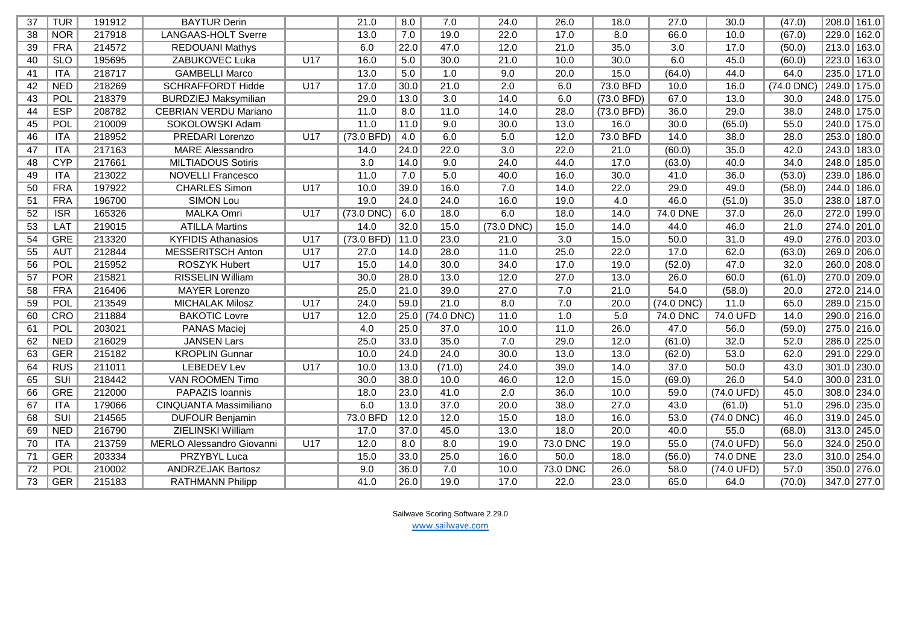| | | | | | | | | | | | | | | | | |
|---|---|---|---|---|---|---|---|---|---|---|---|---|---|---|---|---|
| 37 | TUR | 191912 | BAYTUR Derin | | 21.0 | 8.0 | 7.0 | 24.0 | 26.0 | 18.0 | 27.0 | 30.0 | (47.0) | 208.0 | 161.0 |
| 38 | NOR | 217918 | LANGAAS-HOLT Sverre | | 13.0 | 7.0 | 19.0 | 22.0 | 17.0 | 8.0 | 66.0 | 10.0 | (67.0) | 229.0 | 162.0 |
| 39 | FRA | 214572 | REDOUANI Mathys | | 6.0 | 22.0 | 47.0 | 12.0 | 21.0 | 35.0 | 3.0 | 17.0 | (50.0) | 213.0 | 163.0 |
| 40 | SLO | 195695 | ZABUKOVEC Luka | U17 | 16.0 | 5.0 | 30.0 | 21.0 | 10.0 | 30.0 | 6.0 | 45.0 | (60.0) | 223.0 | 163.0 |
| 41 | ITA | 218717 | GAMBELLI Marco | | 13.0 | 5.0 | 1.0 | 9.0 | 20.0 | 15.0 | (64.0) | 44.0 | 64.0 | 235.0 | 171.0 |
| 42 | NED | 218269 | SCHRAFFORDT Hidde | U17 | 17.0 | 30.0 | 21.0 | 2.0 | 6.0 | 73.0 BFD | 10.0 | 16.0 | (74.0 DNC) | 249.0 | 175.0 |
| 43 | POL | 218379 | BURDZIEJ Maksymilian | | 29.0 | 13.0 | 3.0 | 14.0 | 6.0 | (73.0 BFD) | 67.0 | 13.0 | 30.0 | 248.0 | 175.0 |
| 44 | ESP | 208782 | CEBRIAN VERDU Mariano | | 11.0 | 8.0 | 11.0 | 14.0 | 28.0 | (73.0 BFD) | 36.0 | 29.0 | 38.0 | 248.0 | 175.0 |
| 45 | POL | 210009 | SOKOLOWSKI Adam | | 11.0 | 11.0 | 9.0 | 30.0 | 13.0 | 16.0 | 30.0 | (65.0) | 55.0 | 240.0 | 175.0 |
| 46 | ITA | 218952 | PREDARI Lorenzo | U17 | (73.0 BFD) | 4.0 | 6.0 | 5.0 | 12.0 | 73.0 BFD | 14.0 | 38.0 | 28.0 | 253.0 | 180.0 |
| 47 | ITA | 217163 | MARE Alessandro | | 14.0 | 24.0 | 22.0 | 3.0 | 22.0 | 21.0 | (60.0) | 35.0 | 42.0 | 243.0 | 183.0 |
| 48 | CYP | 217661 | MILTIADOUS Sotiris | | 3.0 | 14.0 | 9.0 | 24.0 | 44.0 | 17.0 | (63.0) | 40.0 | 34.0 | 248.0 | 185.0 |
| 49 | ITA | 213022 | NOVELLI Francesco | | 11.0 | 7.0 | 5.0 | 40.0 | 16.0 | 30.0 | 41.0 | 36.0 | (53.0) | 239.0 | 186.0 |
| 50 | FRA | 197922 | CHARLES Simon | U17 | 10.0 | 39.0 | 16.0 | 7.0 | 14.0 | 22.0 | 29.0 | 49.0 | (58.0) | 244.0 | 186.0 |
| 51 | FRA | 196700 | SIMON Lou | | 19.0 | 24.0 | 24.0 | 16.0 | 19.0 | 4.0 | 46.0 | (51.0) | 35.0 | 238.0 | 187.0 |
| 52 | ISR | 165326 | MALKA Omri | U17 | (73.0 DNC) | 6.0 | 18.0 | 6.0 | 18.0 | 14.0 | 74.0 DNE | 37.0 | 26.0 | 272.0 | 199.0 |
| 53 | LAT | 219015 | ATILLA Martins | | 14.0 | 32.0 | 15.0 | (73.0 DNC) | 15.0 | 14.0 | 44.0 | 46.0 | 21.0 | 274.0 | 201.0 |
| 54 | GRE | 213320 | KYFIDIS Athanasios | U17 | (73.0 BFD) | 11.0 | 23.0 | 21.0 | 3.0 | 15.0 | 50.0 | 31.0 | 49.0 | 276.0 | 203.0 |
| 55 | AUT | 212844 | MESSERITSCH Anton | U17 | 27.0 | 14.0 | 28.0 | 11.0 | 25.0 | 22.0 | 17.0 | 62.0 | (63.0) | 269.0 | 206.0 |
| 56 | POL | 215952 | ROSZYK Hubert | U17 | 15.0 | 14.0 | 30.0 | 34.0 | 17.0 | 19.0 | (52.0) | 47.0 | 32.0 | 260.0 | 208.0 |
| 57 | POR | 215821 | RISSELIN William | | 30.0 | 28.0 | 13.0 | 12.0 | 27.0 | 13.0 | 26.0 | 60.0 | (61.0) | 270.0 | 209.0 |
| 58 | FRA | 216406 | MAYER Lorenzo | | 25.0 | 21.0 | 39.0 | 27.0 | 7.0 | 21.0 | 54.0 | (58.0) | 20.0 | 272.0 | 214.0 |
| 59 | POL | 213549 | MICHALAK Milosz | U17 | 24.0 | 59.0 | 21.0 | 8.0 | 7.0 | 20.0 | (74.0 DNC) | 11.0 | 65.0 | 289.0 | 215.0 |
| 60 | CRO | 211884 | BAKOTIC Lovre | U17 | 12.0 | 25.0 | (74.0 DNC) | 11.0 | 1.0 | 5.0 | 74.0 DNC | 74.0 UFD | 14.0 | 290.0 | 216.0 |
| 61 | POL | 203021 | PANAS Maciej | | 4.0 | 25.0 | 37.0 | 10.0 | 11.0 | 26.0 | 47.0 | 56.0 | (59.0) | 275.0 | 216.0 |
| 62 | NED | 216029 | JANSEN Lars | | 25.0 | 33.0 | 35.0 | 7.0 | 29.0 | 12.0 | (61.0) | 32.0 | 52.0 | 286.0 | 225.0 |
| 63 | GER | 215182 | KROPLIN Gunnar | | 10.0 | 24.0 | 24.0 | 30.0 | 13.0 | 13.0 | (62.0) | 53.0 | 62.0 | 291.0 | 229.0 |
| 64 | RUS | 211011 | LEBEDEV Lev | U17 | 10.0 | 13.0 | (71.0) | 24.0 | 39.0 | 14.0 | 37.0 | 50.0 | 43.0 | 301.0 | 230.0 |
| 65 | SUI | 218442 | VAN ROOMEN Timo | | 30.0 | 38.0 | 10.0 | 46.0 | 12.0 | 15.0 | (69.0) | 26.0 | 54.0 | 300.0 | 231.0 |
| 66 | GRE | 212000 | PAPAZIS Ioannis | | 18.0 | 23.0 | 41.0 | 2.0 | 36.0 | 10.0 | 59.0 | (74.0 UFD) | 45.0 | 308.0 | 234.0 |
| 67 | ITA | 179066 | CINQUANTA Massimiliano | | 6.0 | 13.0 | 37.0 | 20.0 | 38.0 | 27.0 | 43.0 | (61.0) | 51.0 | 296.0 | 235.0 |
| 68 | SUI | 214565 | DUFOUR Benjamin | | 73.0 BFD | 12.0 | 12.0 | 15.0 | 18.0 | 16.0 | 53.0 | (74.0 DNC) | 46.0 | 319.0 | 245.0 |
| 69 | NED | 216790 | ZIELINSKI William | | 17.0 | 37.0 | 45.0 | 13.0 | 18.0 | 20.0 | 40.0 | 55.0 | (68.0) | 313.0 | 245.0 |
| 70 | ITA | 213759 | MERLO Alessandro Giovanni | U17 | 12.0 | 8.0 | 8.0 | 19.0 | 73.0 DNC | 19.0 | 55.0 | (74.0 UFD) | 56.0 | 324.0 | 250.0 |
| 71 | GER | 203334 | PRZYBYL Luca | | 15.0 | 33.0 | 25.0 | 16.0 | 50.0 | 18.0 | (56.0) | 74.0 DNE | 23.0 | 310.0 | 254.0 |
| 72 | POL | 210002 | ANDRZEJAK Bartosz | | 9.0 | 36.0 | 7.0 | 10.0 | 73.0 DNC | 26.0 | 58.0 | (74.0 UFD) | 57.0 | 350.0 | 276.0 |
| 73 | GER | 215183 | RATHMANN Philipp | | 41.0 | 26.0 | 19.0 | 17.0 | 22.0 | 23.0 | 65.0 | 64.0 | (70.0) | 347.0 | 277.0 |

Sailwave Scoring Software 2.29.0
www.sailwave.com